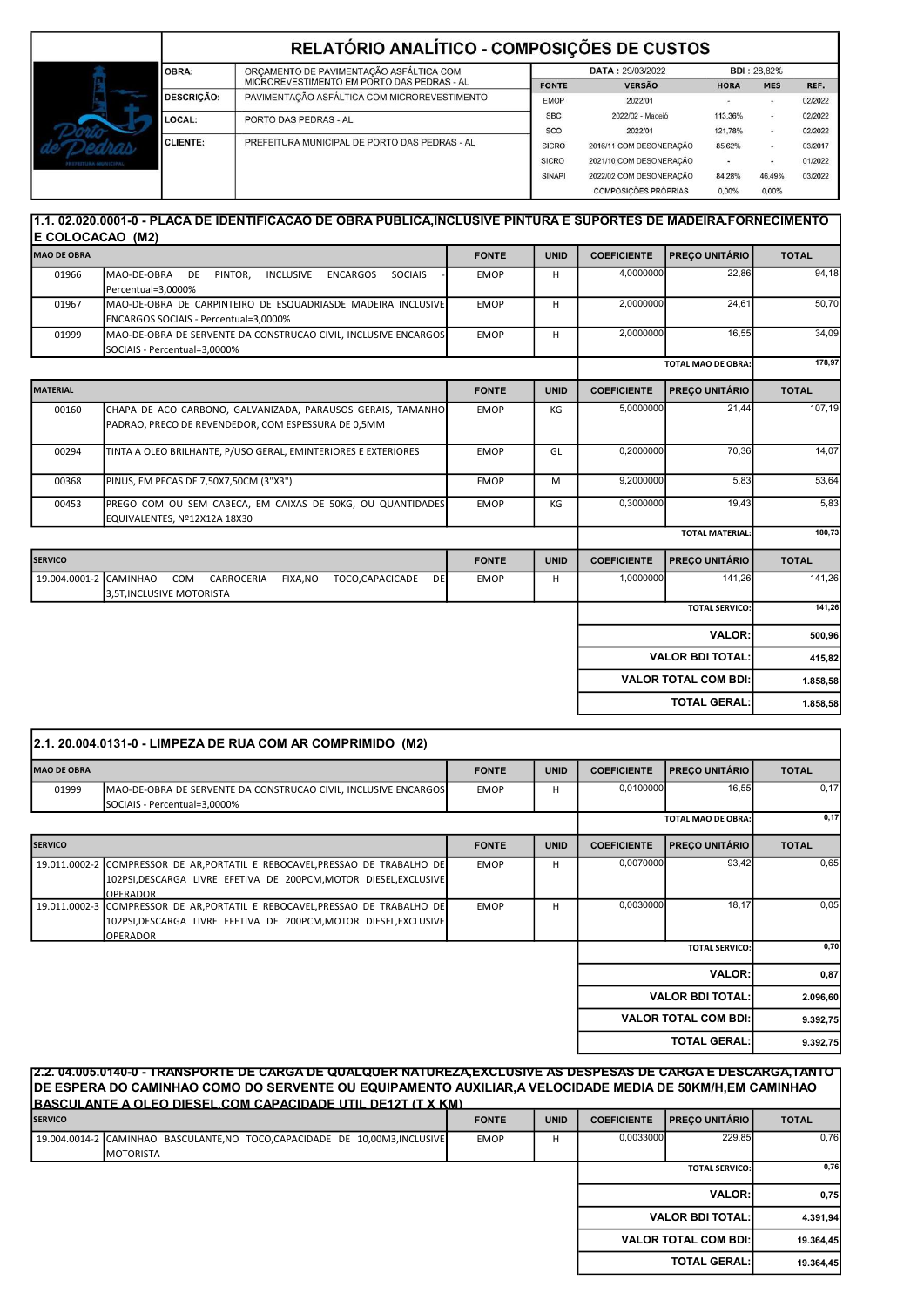# RELATÓRIO ANALÍTICO - COMPOSIÇÕES DE CUSTOS

| | |
|---|---|
| OBRA: | ORÇAMENTO DE PAVIMENTAÇÃO ASFÁLTICA COM MICROREVESTIMENTO EM PORTO DAS PEDRAS - AL |
| DESCRIÇÃO: | PAVIMENTAÇÃO ASFÁLTICA COM MICROREVESTIMENTO |
| LOCAL: | PORTO DAS PEDRAS - AL |
| CLIENTE: | PREFEITURA MUNICIPAL DE PORTO DAS PEDRAS - AL |

DATA : 29/03/2022 — BDI : 28,82%

| FONTE | VERSÃO | HORA | MES | REF. |
|---|---|---|---|---|
| EMOP | 2022/01 | - | - | 02/2022 |
| SBC | 2022/02 - Maceió | 113,36% | - | 02/2022 |
| SCO | 2022/01 | 121,78% | - | 02/2022 |
| SICRO | 2016/11 COM DESONERAÇÃO | 85,62% | - | 03/2017 |
| SICRO | 2021/10 COM DESONERAÇÃO | - | - | 01/2022 |
| SINAPI | 2022/02 COM DESONERAÇÃO | 84,28% | 46,49% | 03/2022 |
| | COMPOSIÇÕES PRÓPRIAS | 0,00% | 0,00% | |

## 1.1. 02.020.0001-0 - PLACA DE IDENTIFICACAO DE OBRA PUBLICA,INCLUSIVE PINTURA E SUPORTES DE MADEIRA.FORNECIMENTO E COLOCACAO (M2)

| MAO DE OBRA | | FONTE | UNID | COEFICIENTE | PREÇO UNITÁRIO | TOTAL |
|---|---|---|---|---|---|---|
| 01966 | MAO-DE-OBRA DE PINTOR, INCLUSIVE ENCARGOS SOCIAIS - Percentual=3,0000% | EMOP | H | 4,0000000 | 22,86 | 94,18 |
| 01967 | MAO-DE-OBRA DE CARPINTEIRO DE ESQUADRIASDE MADEIRA INCLUSIVE ENCARGOS SOCIAIS - Percentual=3,0000% | EMOP | H | 2,0000000 | 24,61 | 50,70 |
| 01999 | MAO-DE-OBRA DE SERVENTE DA CONSTRUCAO CIVIL, INCLUSIVE ENCARGOS SOCIAIS - Percentual=3,0000% | EMOP | H | 2,0000000 | 16,55 | 34,09 |
| | | | | | TOTAL MAO DE OBRA: | 178,97 |

| MATERIAL | | FONTE | UNID | COEFICIENTE | PREÇO UNITÁRIO | TOTAL |
|---|---|---|---|---|---|---|
| 00160 | CHAPA DE ACO CARBONO, GALVANIZADA, PARAUSOS GERAIS, TAMANHO PADRAO, PRECO DE REVENDEDOR, COM ESPESSURA DE 0,5MM | EMOP | KG | 5,0000000 | 21,44 | 107,19 |
| 00294 | TINTA A OLEO BRILHANTE, P/USO GERAL, EMINTERIORES E EXTERIORES | EMOP | GL | 0,2000000 | 70,36 | 14,07 |
| 00368 | PINUS, EM PECAS DE 7,50X7,50CM (3"X3") | EMOP | M | 9,2000000 | 5,83 | 53,64 |
| 00453 | PREGO COM OU SEM CABECA, EM CAIXAS DE 50KG, OU QUANTIDADES EQUIVALENTES, Nº12X12A 18X30 | EMOP | KG | 0,3000000 | 19,43 | 5,83 |
| | | | | | TOTAL MATERIAL: | 180,73 |

| SERVICO | | FONTE | UNID | COEFICIENTE | PREÇO UNITÁRIO | TOTAL |
|---|---|---|---|---|---|---|
| 19.004.0001-2 | CAMINHAO COM CARROCERIA FIXA,NO TOCO,CAPACICADE DE 3,5T,INCLUSIVE MOTORISTA | EMOP | H | 1,0000000 | 141,26 | 141,26 |
| | | | | | TOTAL SERVICO: | 141,26 |

| | |
|---|---|
| VALOR: | 500,96 |
| VALOR BDI TOTAL: | 415,82 |
| VALOR TOTAL COM BDI: | 1.858,58 |
| TOTAL GERAL: | 1.858,58 |

## 2.1. 20.004.0131-0 - LIMPEZA DE RUA COM AR COMPRIMIDO (M2)

| MAO DE OBRA | | FONTE | UNID | COEFICIENTE | PREÇO UNITÁRIO | TOTAL |
|---|---|---|---|---|---|---|
| 01999 | MAO-DE-OBRA DE SERVENTE DA CONSTRUCAO CIVIL, INCLUSIVE ENCARGOS SOCIAIS - Percentual=3,0000% | EMOP | H | 0,0100000 | 16,55 | 0,17 |
| | | | | | TOTAL MAO DE OBRA: | 0,17 |

| SERVICO | | FONTE | UNID | COEFICIENTE | PREÇO UNITÁRIO | TOTAL |
|---|---|---|---|---|---|---|
| 19.011.0002-2 | COMPRESSOR DE AR,PORTATIL E REBOCAVEL,PRESSAO DE TRABALHO DE 102PSI,DESCARGA LIVRE EFETIVA DE 200PCM,MOTOR DIESEL,EXCLUSIVE OPERADOR | EMOP | H | 0,0070000 | 93,42 | 0,65 |
| 19.011.0002-3 | COMPRESSOR DE AR,PORTATIL E REBOCAVEL,PRESSAO DE TRABALHO DE 102PSI,DESCARGA LIVRE EFETIVA DE 200PCM,MOTOR DIESEL,EXCLUSIVE OPERADOR | EMOP | H | 0,0030000 | 18,17 | 0,05 |
| | | | | | TOTAL SERVICO: | 0,70 |

| | |
|---|---|
| VALOR: | 0,87 |
| VALOR BDI TOTAL: | 2.096,60 |
| VALOR TOTAL COM BDI: | 9.392,75 |
| TOTAL GERAL: | 9.392,75 |

## 2.2. 04.005.0140-0 - TRANSPORTE DE CARGA DE QUALQUER NATUREZA,EXCLUSIVE AS DESPESAS DE CARGA E DESCARGA,TANTO DE ESPERA DO CAMINHAO COMO DO SERVENTE OU EQUIPAMENTO AUXILIAR,A VELOCIDADE MEDIA DE 50KM/H,EM CAMINHAO BASCULANTE A OLEO DIESEL,COM CAPACIDADE UTIL DE12T (T X KM)

| SERVICO | | FONTE | UNID | COEFICIENTE | PREÇO UNITÁRIO | TOTAL |
|---|---|---|---|---|---|---|
| 19.004.0014-2 | CAMINHAO BASCULANTE,NO TOCO,CAPACIDADE DE 10,00M3,INCLUSIVE MOTORISTA | EMOP | H | 0,0033000 | 229,85 | 0,76 |
| | | | | | TOTAL SERVICO: | 0,76 |

| | |
|---|---|
| VALOR: | 0,75 |
| VALOR BDI TOTAL: | 4.391,94 |
| VALOR TOTAL COM BDI: | 19.364,45 |
| TOTAL GERAL: | 19.364,45 |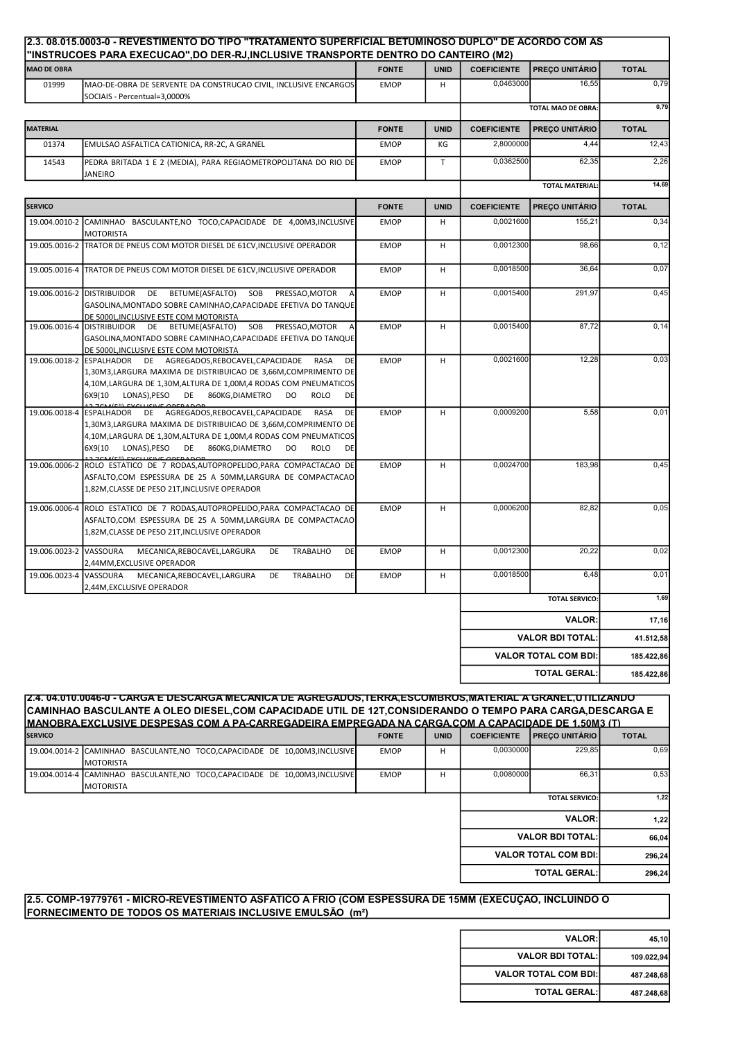## 2.3. 08.015.0003-0 - REVESTIMENTO DO TIPO "TRATAMENTO SUPERFICIAL BETUMINOSO DUPLO" DE ACORDO COM AS "INSTRUCOES PARA EXECUCAO",DO DER-RJ,INCLUSIVE TRANSPORTE DENTRO DO CANTEIRO (M2)

| MAO DE OBRA | | FONTE | UNID | COEFICIENTE | PREÇO UNITÁRIO | TOTAL |
|---|---|---|---|---|---|---|
| 01999 | MAO-DE-OBRA DE SERVENTE DA CONSTRUCAO CIVIL, INCLUSIVE ENCARGOS SOCIAIS - Percentual=3,0000% | EMOP | H | 0,0463000 | 16,55 | 0,79 |
| | | | | | TOTAL MAO DE OBRA: | 0,79 |

| MATERIAL | | FONTE | UNID | COEFICIENTE | PREÇO UNITÁRIO | TOTAL |
|---|---|---|---|---|---|---|
| 01374 | EMULSAO ASFALTICA CATIONICA, RR-2C, A GRANEL | EMOP | KG | 2,8000000 | 4,44 | 12,43 |
| 14543 | PEDRA BRITADA 1 E 2 (MEDIA), PARA REGIAOMETROPOLITANA DO RIO DE JANEIRO | EMOP | T | 0,0362500 | 62,35 | 2,26 |
| | | | | | TOTAL MATERIAL: | 14,69 |

| SERVICO | | FONTE | UNID | COEFICIENTE | PREÇO UNITÁRIO | TOTAL |
|---|---|---|---|---|---|---|
| 19.004.0010-2 | CAMINHAO BASCULANTE,NO TOCO,CAPACIDADE DE 4,00M3,INCLUSIVE MOTORISTA | EMOP | H | 0,0021600 | 155,21 | 0,34 |
| 19.005.0016-2 | TRATOR DE PNEUS COM MOTOR DIESEL DE 61CV,INCLUSIVE OPERADOR | EMOP | H | 0,0012300 | 98,66 | 0,12 |
| 19.005.0016-4 | TRATOR DE PNEUS COM MOTOR DIESEL DE 61CV,INCLUSIVE OPERADOR | EMOP | H | 0,0018500 | 36,64 | 0,07 |
| 19.006.0016-2 | DISTRIBUIDOR DE BETUME(ASFALTO) SOB PRESSAO,MOTOR A GASOLINA,MONTADO SOBRE CAMINHAO,CAPACIDADE EFETIVA DO TANQUE DE 5000L,INCLUSIVE ESTE COM MOTORISTA | EMOP | H | 0,0015400 | 291,97 | 0,45 |
| 19.006.0016-4 | DISTRIBUIDOR DE BETUME(ASFALTO) SOB PRESSAO,MOTOR A GASOLINA,MONTADO SOBRE CAMINHAO,CAPACIDADE EFETIVA DO TANQUE DE 5000L,INCLUSIVE ESTE COM MOTORISTA | EMOP | H | 0,0015400 | 87,72 | 0,14 |
| 19.006.0018-2 | ESPALHADOR DE AGREGADOS,REBOCAVEL,CAPACIDADE RASA DE 1,30M3,LARGURA MAXIMA DE DISTRIBUICAO DE 3,66M,COMPRIMENTO DE 4,10M,LARGURA DE 1,30M,ALTURA DE 1,00M,4 RODAS COM PNEUMATICOS 6X9(10 LONAS),PESO DE 860KG,DIAMETRO DO ROLO DE 12,7CM(5"),EXCLUSIVE OPERADOR | EMOP | H | 0,0021600 | 12,28 | 0,03 |
| 19.006.0018-4 | ESPALHADOR DE AGREGADOS,REBOCAVEL,CAPACIDADE RASA DE 1,30M3,LARGURA MAXIMA DE DISTRIBUICAO DE 3,66M,COMPRIMENTO DE 4,10M,LARGURA DE 1,30M,ALTURA DE 1,00M,4 RODAS COM PNEUMATICOS 6X9(10 LONAS),PESO DE 860KG,DIAMETRO DO ROLO DE 12,7CM(5"),EXCLUSIVE OPERADOR | EMOP | H | 0,0009200 | 5,58 | 0,01 |
| 19.006.0006-2 | ROLO ESTATICO DE 7 RODAS,AUTOPROPELIDO,PARA COMPACTACAO DE ASFALTO,COM ESPESSURA DE 25 A 50MM,LARGURA DE COMPACTACAO 1,82M,CLASSE DE PESO 21T,INCLUSIVE OPERADOR | EMOP | H | 0,0024700 | 183,98 | 0,45 |
| 19.006.0006-4 | ROLO ESTATICO DE 7 RODAS,AUTOPROPELIDO,PARA COMPACTACAO DE ASFALTO,COM ESPESSURA DE 25 A 50MM,LARGURA DE COMPACTACAO 1,82M,CLASSE DE PESO 21T,INCLUSIVE OPERADOR | EMOP | H | 0,0006200 | 82,82 | 0,05 |
| 19.006.0023-2 | VASSOURA MECANICA,REBOCAVEL,LARGURA DE TRABALHO DE 2,44MM,EXCLUSIVE OPERADOR | EMOP | H | 0,0012300 | 20,22 | 0,02 |
| 19.006.0023-4 | VASSOURA MECANICA,REBOCAVEL,LARGURA DE TRABALHO DE 2,44M,EXCLUSIVE OPERADOR | EMOP | H | 0,0018500 | 6,48 | 0,01 |
| | | | | | TOTAL SERVICO: | 1,69 |

| | |
|---|---|
| VALOR: | 17,16 |
| VALOR BDI TOTAL: | 41.512,58 |
| VALOR TOTAL COM BDI: | 185.422,86 |
| TOTAL GERAL: | 185.422,86 |

## 2.4. 04.010.0046-0 - CARGA E DESCARGA MECANICA DE AGREGADOS,TERRA,ESCOMBROS,MATERIAL A GRANEL,UTILIZANDO CAMINHAO BASCULANTE A OLEO DIESEL,COM CAPACIDADE UTIL DE 12T,CONSIDERANDO O TEMPO PARA CARGA,DESCARGA E MANOBRA,EXCLUSIVE DESPESAS COM A PA-CARREGADEIRA EMPREGADA NA CARGA,COM A CAPACIDADE DE 1,50M3 (T)

| SERVICO | | FONTE | UNID | COEFICIENTE | PREÇO UNITÁRIO | TOTAL |
|---|---|---|---|---|---|---|
| 19.004.0014-2 | CAMINHAO BASCULANTE,NO TOCO,CAPACIDADE DE 10,00M3,INCLUSIVE MOTORISTA | EMOP | H | 0,0030000 | 229,85 | 0,69 |
| 19.004.0014-4 | CAMINHAO BASCULANTE,NO TOCO,CAPACIDADE DE 10,00M3,INCLUSIVE MOTORISTA | EMOP | H | 0,0080000 | 66,31 | 0,53 |
| | | | | | TOTAL SERVICO: | 1,22 |

| | |
|---|---|
| VALOR: | 1,22 |
| VALOR BDI TOTAL: | 66,04 |
| VALOR TOTAL COM BDI: | 296,24 |
| TOTAL GERAL: | 296,24 |

## 2.5. COMP-19779761 - MICRO-REVESTIMENTO ASFATICO A FRIO (COM ESPESSURA DE 15MM (EXECUÇAO, INCLUINDO O FORNECIMENTO DE TODOS OS MATERIAIS INCLUSIVE EMULSÃO (m²)

| | |
|---|---|
| VALOR: | 45,10 |
| VALOR BDI TOTAL: | 109.022,94 |
| VALOR TOTAL COM BDI: | 487.248,68 |
| TOTAL GERAL: | 487.248,68 |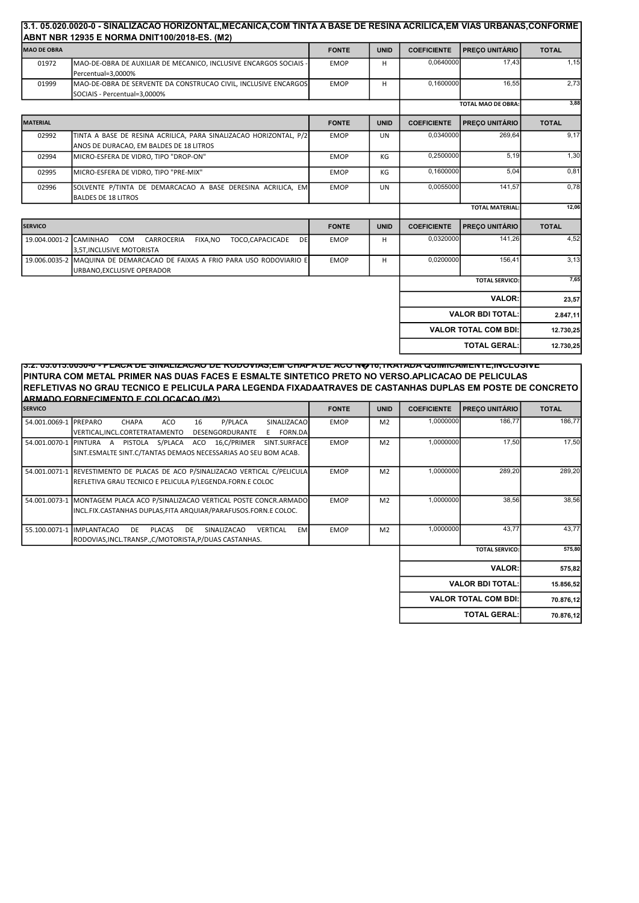### 3.1. 05.020.0020-0 - SINALIZACAO HORIZONTAL,MECANICA,COM TINTA A BASE DE RESINA ACRILICA,EM VIAS URBANAS,CONFORME ABNT NBR 12935 E NORMA DNIT100/2018-ES. (M2)

| MAO DE OBRA | | FONTE | UNID | COEFICIENTE | PREÇO UNITÁRIO | TOTAL |
|---|---|---|---|---|---|---|
| 01972 | MAO-DE-OBRA DE AUXILIAR DE MECANICO, INCLUSIVE ENCARGOS SOCIAIS - Percentual=3,0000% | EMOP | H | 0,0640000 | 17,43 | 1,15 |
| 01999 | MAO-DE-OBRA DE SERVENTE DA CONSTRUCAO CIVIL, INCLUSIVE ENCARGOS SOCIAIS - Percentual=3,0000% | EMOP | H | 0,1600000 | 16,55 | 2,73 |
| | | | | | TOTAL MAO DE OBRA: | 3,88 |

| MATERIAL | | FONTE | UNID | COEFICIENTE | PREÇO UNITÁRIO | TOTAL |
|---|---|---|---|---|---|---|
| 02992 | TINTA A BASE DE RESINA ACRILICA, PARA SINALIZACAO HORIZONTAL, P/2 ANOS DE DURACAO, EM BALDES DE 18 LITROS | EMOP | UN | 0,0340000 | 269,64 | 9,17 |
| 02994 | MICRO-ESFERA DE VIDRO, TIPO "DROP-ON" | EMOP | KG | 0,2500000 | 5,19 | 1,30 |
| 02995 | MICRO-ESFERA DE VIDRO, TIPO "PRE-MIX" | EMOP | KG | 0,1600000 | 5,04 | 0,81 |
| 02996 | SOLVENTE P/TINTA DE DEMARCACAO A BASE DERESINA ACRILICA, EM BALDES DE 18 LITROS | EMOP | UN | 0,0055000 | 141,57 | 0,78 |
| | | | | | TOTAL MATERIAL: | 12,06 |

| SERVICO | | FONTE | UNID | COEFICIENTE | PREÇO UNITÁRIO | TOTAL |
|---|---|---|---|---|---|---|
| 19.004.0001-2 | CAMINHAO COM CARROCERIA FIXA,NO TOCO,CAPACICADE DE 3,5T,INCLUSIVE MOTORISTA | EMOP | H | 0,0320000 | 141,26 | 4,52 |
| 19.006.0035-2 | MAQUINA DE DEMARCACAO DE FAIXAS A FRIO PARA USO RODOVIARIO E URBANO,EXCLUSIVE OPERADOR | EMOP | H | 0,0200000 | 156,41 | 3,13 |
| | | | | | TOTAL SERVICO: | 7,65 |

| | |
|---|---|
| VALOR: | 23,57 |
| VALOR BDI TOTAL: | 2.847,11 |
| VALOR TOTAL COM BDI: | 12.730,25 |
| TOTAL GERAL: | 12.730,25 |

### 3.2. 05.015.0050-0 - PLACA DE SINALIZACAO DE RODOVIAS,EM CHAPA DE ACO N�16,TRATADA QUIMICAMENTE,INCLUSIVE PINTURA COM METAL PRIMER NAS DUAS FACES E ESMALTE SINTETICO PRETO NO VERSO.APLICACAO DE PELICULAS REFLETIVAS NO GRAU TECNICO E PELICULA PARA LEGENDA FIXADAATRAVES DE CASTANHAS DUPLAS EM POSTE DE CONCRETO ARMADO FORNECIMENTO E COLOCACAO (M2)

| SERVICO | | FONTE | UNID | COEFICIENTE | PREÇO UNITÁRIO | TOTAL |
|---|---|---|---|---|---|---|
| 54.001.0069-1 | PREPARO CHAPA ACO 16 P/PLACA SINALIZACAO VERTICAL,INCL.CORTETRATAMENTO DESENGORDURANTE E FORN.DA | EMOP | M2 | 1,0000000 | 186,77 | 186,77 |
| 54.001.0070-1 | PINTURA A PISTOLA S/PLACA ACO 16,C/PRIMER SINT.SURFACE SINT.ESMALTE SINT.C/TANTAS DEMAOS NECESSARIAS AO SEU BOM ACAB. | EMOP | M2 | 1,0000000 | 17,50 | 17,50 |
| 54.001.0071-1 | REVESTIMENTO DE PLACAS DE ACO P/SINALIZACAO VERTICAL C/PELICULA REFLETIVA GRAU TECNICO E PELICULA P/LEGENDA.FORN.E COLOC | EMOP | M2 | 1,0000000 | 289,20 | 289,20 |
| 54.001.0073-1 | MONTAGEM PLACA ACO P/SINALIZACAO VERTICAL POSTE CONCR.ARMADO INCL.FIX.CASTANHAS DUPLAS,FITA ARQUIAR/PARAFUSOS.FORN.E COLOC. | EMOP | M2 | 1,0000000 | 38,56 | 38,56 |
| 55.100.0071-1 | IMPLANTACAO DE PLACAS DE SINALIZACAO VERTICAL EM RODOVIAS,INCL.TRANSP.,C/MOTORISTA,P/DUAS CASTANHAS. | EMOP | M2 | 1,0000000 | 43,77 | 43,77 |
| | | | | | TOTAL SERVICO: | 575,80 |

| | |
|---|---|
| VALOR: | 575,82 |
| VALOR BDI TOTAL: | 15.856,52 |
| VALOR TOTAL COM BDI: | 70.876,12 |
| TOTAL GERAL: | 70.876,12 |